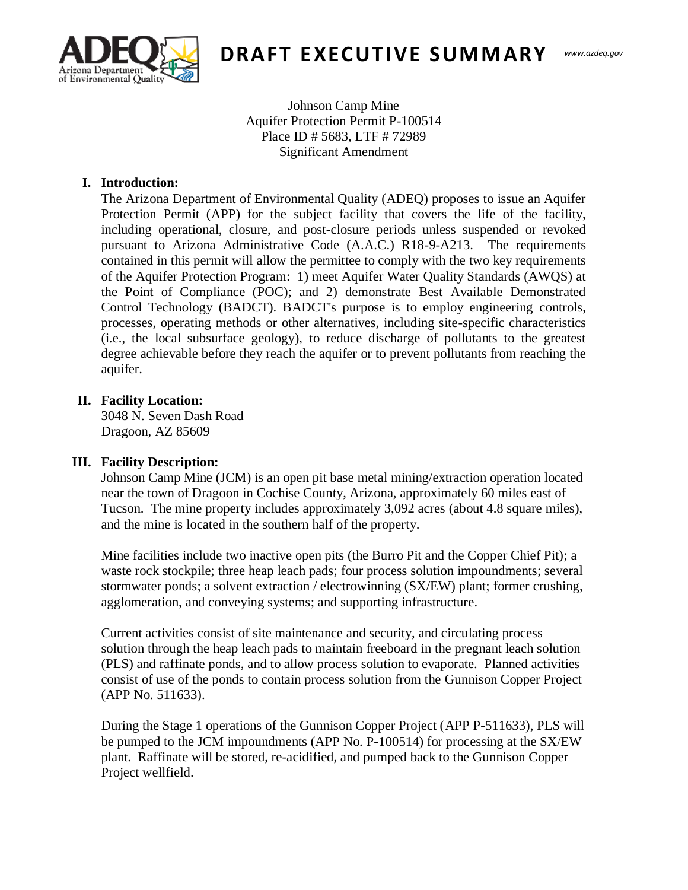# DRAFT EXECUTIVE SUMMARY

Johnson Camp Mine
Aquifer Protection Permit P-100514
Place ID # 5683, LTF # 72989
Significant Amendment

## I. Introduction:

The Arizona Department of Environmental Quality (ADEQ) proposes to issue an Aquifer Protection Permit (APP) for the subject facility that covers the life of the facility, including operational, closure, and post-closure periods unless suspended or revoked pursuant to Arizona Administrative Code (A.A.C.) R18-9-A213. The requirements contained in this permit will allow the permittee to comply with the two key requirements of the Aquifer Protection Program: 1) meet Aquifer Water Quality Standards (AWQS) at the Point of Compliance (POC); and 2) demonstrate Best Available Demonstrated Control Technology (BADCT). BADCT's purpose is to employ engineering controls, processes, operating methods or other alternatives, including site-specific characteristics (i.e., the local subsurface geology), to reduce discharge of pollutants to the greatest degree achievable before they reach the aquifer or to prevent pollutants from reaching the aquifer.

## II. Facility Location:

3048 N. Seven Dash Road
Dragoon, AZ 85609

## III. Facility Description:

Johnson Camp Mine (JCM) is an open pit base metal mining/extraction operation located near the town of Dragoon in Cochise County, Arizona, approximately 60 miles east of Tucson. The mine property includes approximately 3,092 acres (about 4.8 square miles), and the mine is located in the southern half of the property.

Mine facilities include two inactive open pits (the Burro Pit and the Copper Chief Pit); a waste rock stockpile; three heap leach pads; four process solution impoundments; several stormwater ponds; a solvent extraction / electrowinning (SX/EW) plant; former crushing, agglomeration, and conveying systems; and supporting infrastructure.

Current activities consist of site maintenance and security, and circulating process solution through the heap leach pads to maintain freeboard in the pregnant leach solution (PLS) and raffinate ponds, and to allow process solution to evaporate. Planned activities consist of use of the ponds to contain process solution from the Gunnison Copper Project (APP No. 511633).

During the Stage 1 operations of the Gunnison Copper Project (APP P-511633), PLS will be pumped to the JCM impoundments (APP No. P-100514) for processing at the SX/EW plant. Raffinate will be stored, re-acidified, and pumped back to the Gunnison Copper Project wellfield.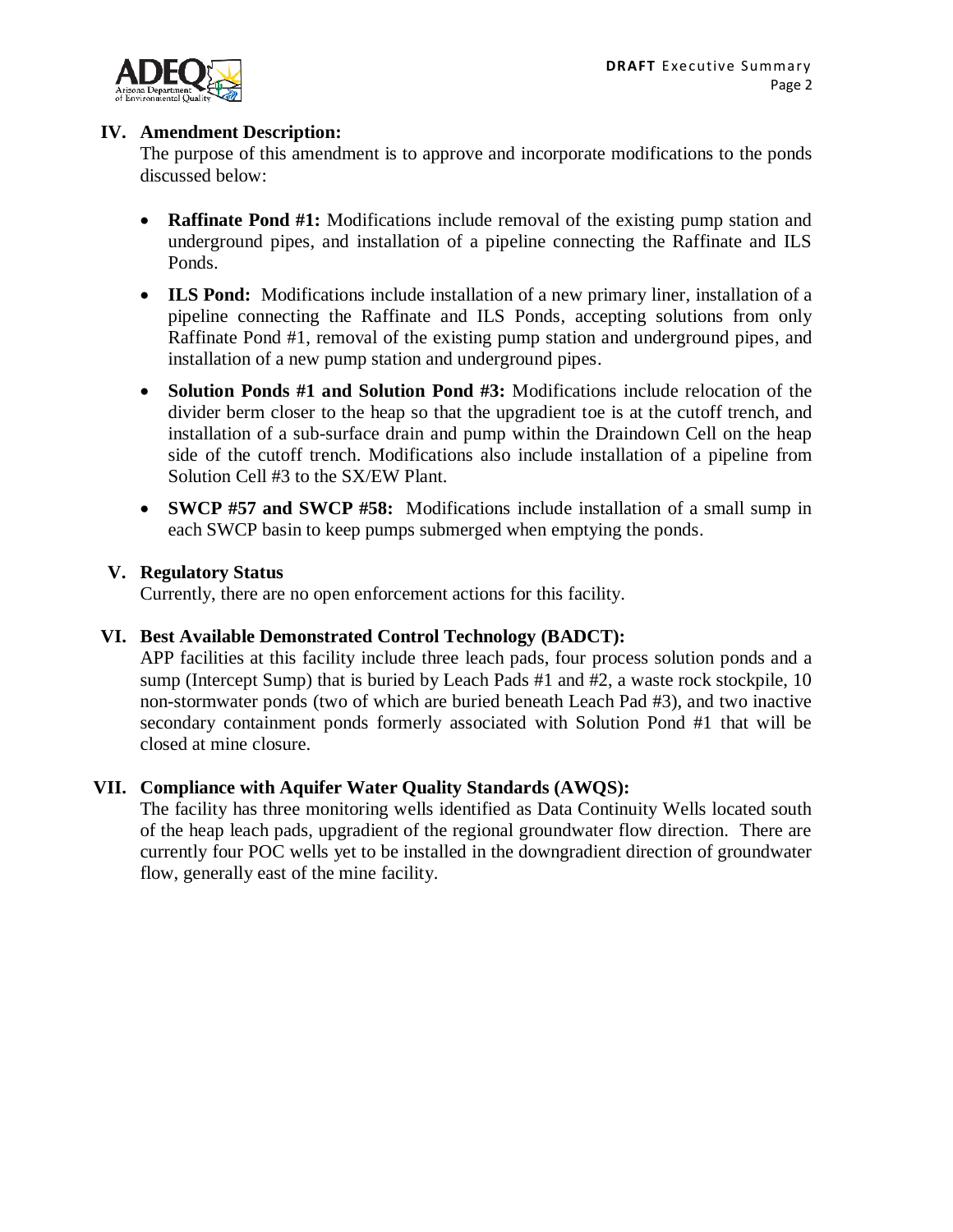## IV. Amendment Description:

The purpose of this amendment is to approve and incorporate modifications to the ponds discussed below:

- **Raffinate Pond #1:** Modifications include removal of the existing pump station and underground pipes, and installation of a pipeline connecting the Raffinate and ILS Ponds.
- **ILS Pond:** Modifications include installation of a new primary liner, installation of a pipeline connecting the Raffinate and ILS Ponds, accepting solutions from only Raffinate Pond #1, removal of the existing pump station and underground pipes, and installation of a new pump station and underground pipes.
- **Solution Ponds #1 and Solution Pond #3:** Modifications include relocation of the divider berm closer to the heap so that the upgradient toe is at the cutoff trench, and installation of a sub-surface drain and pump within the Draindown Cell on the heap side of the cutoff trench. Modifications also include installation of a pipeline from Solution Cell #3 to the SX/EW Plant.
- **SWCP #57 and SWCP #58:** Modifications include installation of a small sump in each SWCP basin to keep pumps submerged when emptying the ponds.

## V. Regulatory Status

Currently, there are no open enforcement actions for this facility.

## VI. Best Available Demonstrated Control Technology (BADCT):

APP facilities at this facility include three leach pads, four process solution ponds and a sump (Intercept Sump) that is buried by Leach Pads #1 and #2, a waste rock stockpile, 10 non-stormwater ponds (two of which are buried beneath Leach Pad #3), and two inactive secondary containment ponds formerly associated with Solution Pond #1 that will be closed at mine closure.

## VII. Compliance with Aquifer Water Quality Standards (AWQS):

The facility has three monitoring wells identified as Data Continuity Wells located south of the heap leach pads, upgradient of the regional groundwater flow direction. There are currently four POC wells yet to be installed in the downgradient direction of groundwater flow, generally east of the mine facility.